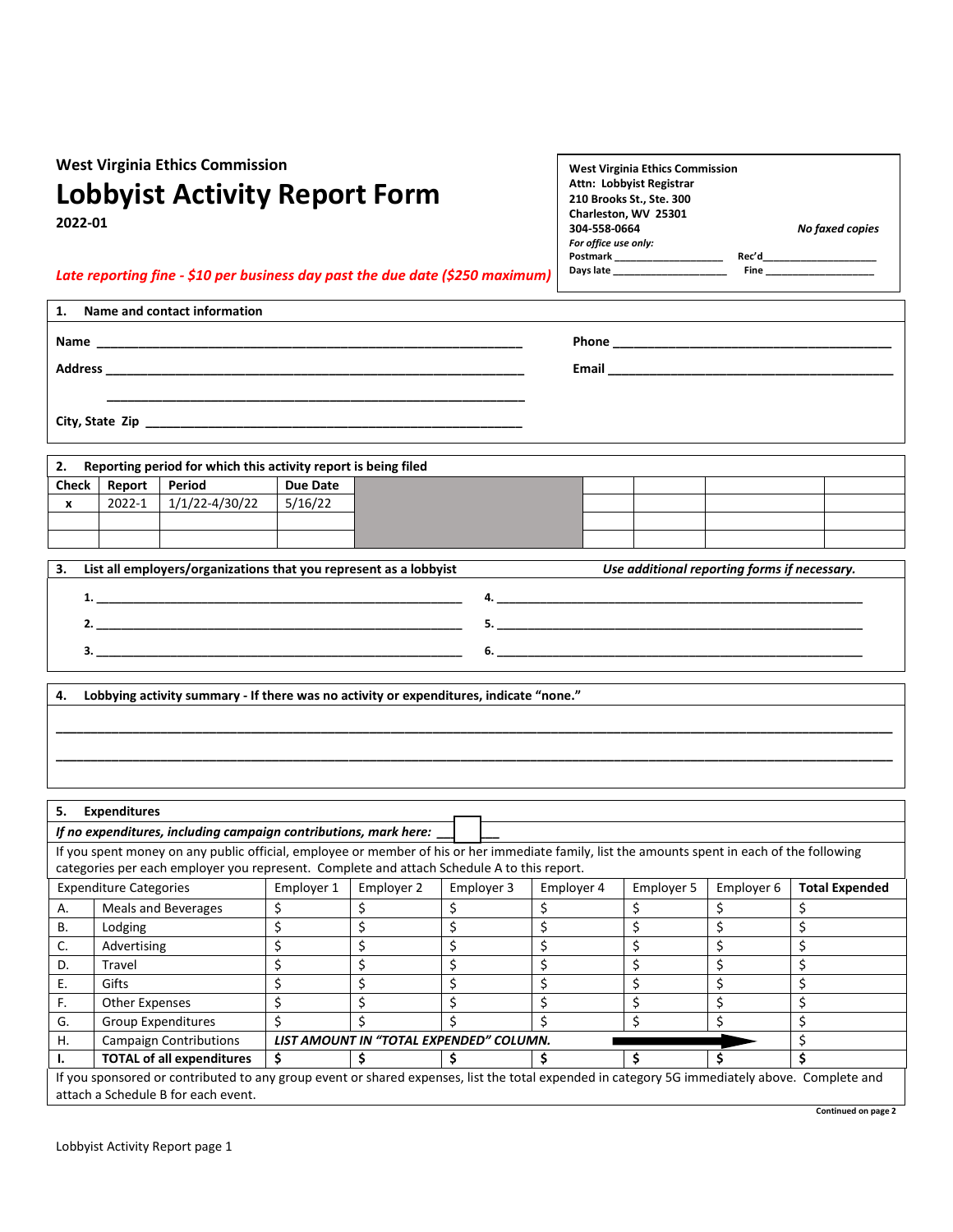West Virginia Ethics Commission

# Lobbyist Activity Report Form

**2022-01**

*Late reporting fine - $10 per business day past the due date ($250 maximum)*

**West Virginia Ethics Commission**
**Attn: Lobbyist Registrar**
**210 Brooks St., Ste. 300**
**Charleston, WV 25301**
**304-558-0664** *No faxed copies*

*For office use only:*
Postmark ____________________ Rec'd ____________________
Days late ____________________ Fine ____________________

## 1. Name and contact information

Name ____________________________________________________________ Phone ____________________________________________

Address __________________________________________________________ Email ____________________________________________

____________________________________________________________

City, State Zip ______________________________________________________

## 2. Reporting period for which this activity report is being filed

| Check | Report | Period | Due Date | | | | | |
|---|---|---|---|---|---|---|---|---|
| x | 2022-1 | 1/1/22-4/30/22 | 5/16/22 | | | | | |
| | | | | | | | | |
| | | | | | | | | |

## 3. List all employers/organizations that you represent as a lobbyist

*Use additional reporting forms if necessary.*

1. ____________________________________________________________ 4. ____________________________________________________________

2. ____________________________________________________________ 5. ____________________________________________________________

3. ____________________________________________________________ 6. ____________________________________________________________

## 4. Lobbying activity summary - If there was no activity or expenditures, indicate "none."

________________________________________________________________________________________________________________________

________________________________________________________________________________________________________________________

## 5. Expenditures

*If no expenditures, including campaign contributions, mark here:* ☐

If you spent money on any public official, employee or member of his or her immediate family, list the amounts spent in each of the following categories per each employer you represent. Complete and attach Schedule A to this report.

| Expenditure Categories | | Employer 1 | Employer 2 | Employer 3 | Employer 4 | Employer 5 | Employer 6 | **Total Expended** |
|---|---|---|---|---|---|---|---|---|
| A. | Meals and Beverages | $ | $ | $ | $ | $ | $ | $ |
| B. | Lodging | $ | $ | $ | $ | $ | $ | $ |
| C. | Advertising | $ | $ | $ | $ | $ | $ | $ |
| D. | Travel | $ | $ | $ | $ | $ | $ | $ |
| E. | Gifts | $ | $ | $ | $ | $ | $ | $ |
| F. | Other Expenses | $ | $ | $ | $ | $ | $ | $ |
| G. | Group Expenditures | $ | $ | $ | $ | $ | $ | $ |
| H. | Campaign Contributions | *LIST AMOUNT IN "TOTAL EXPENDED" COLUMN.* → | | | | | | $ |
| **I.** | **TOTAL of all expenditures** | **$** | **$** | **$** | **$** | **$** | **$** | **$** |

If you sponsored or contributed to any group event or shared expenses, list the total expended in category 5G immediately above. Complete and attach a Schedule B for each event.

**Continued on page 2**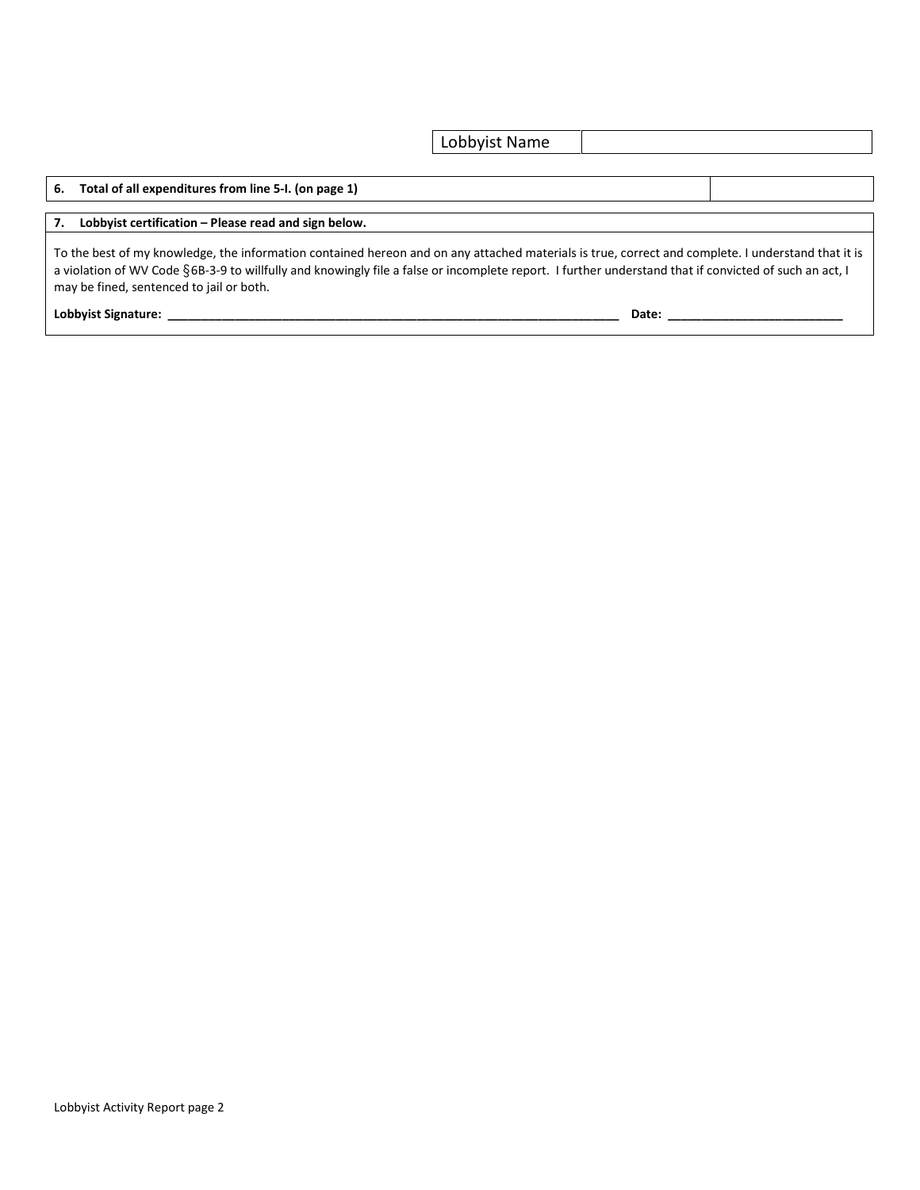| Lobbyist Name | |
|---|---|

| **6. Total of all expenditures from line 5-I. (on page 1)** | |
|---|---|

**7. Lobbyist certification – Please read and sign below.**

To the best of my knowledge, the information contained hereon and on any attached materials is true, correct and complete. I understand that it is a violation of WV Code §6B-3-9 to willfully and knowingly file a false or incomplete report. I further understand that if convicted of such an act, I may be fined, sentenced to jail or both.

**Lobbyist Signature: ______________________________________________________________________ Date: __________________________**

Lobbyist Activity Report page 2